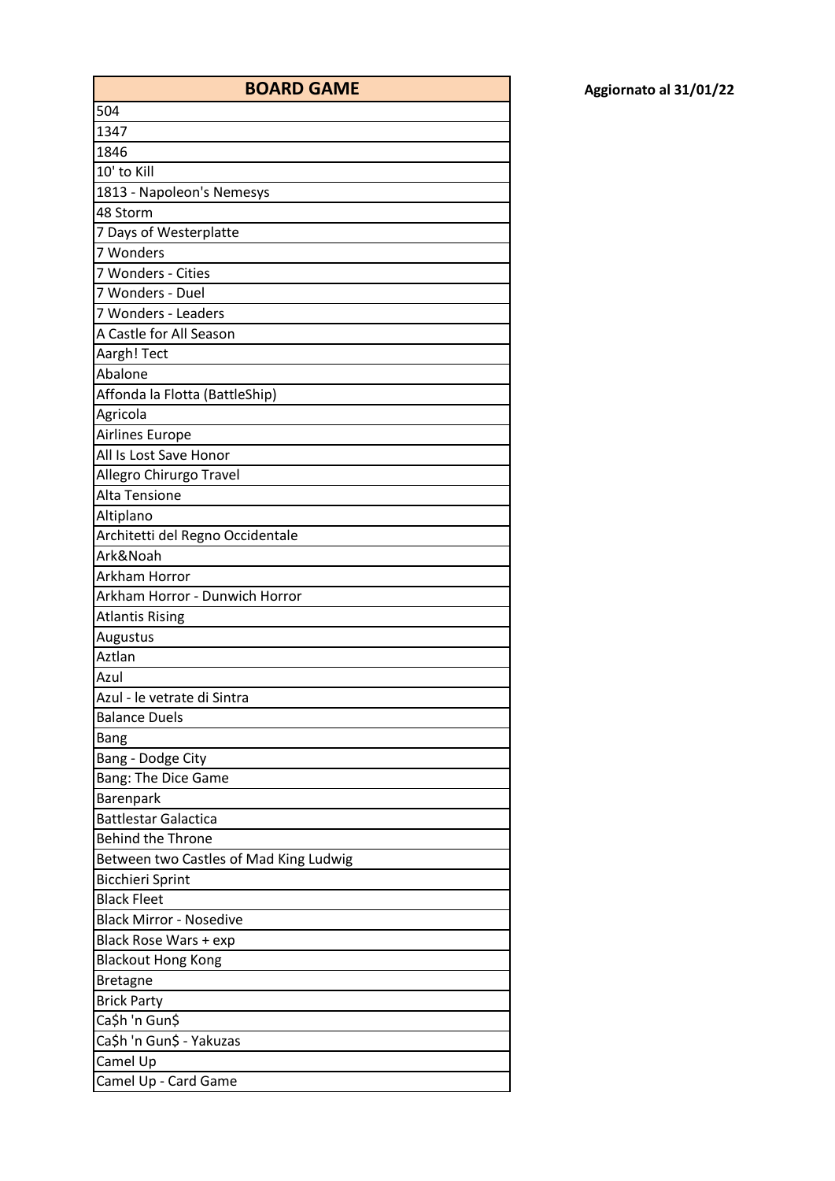Aggiornato al 31/01/22

| BOARD GAME |
| --- |
| 504 |
| 1347 |
| 1846 |
| 10' to Kill |
| 1813 - Napoleon's Nemesys |
| 48 Storm |
| 7 Days of Westerplatte |
| 7 Wonders |
| 7 Wonders - Cities |
| 7 Wonders - Duel |
| 7 Wonders - Leaders |
| A Castle for All Season |
| Aargh! Tect |
| Abalone |
| Affonda la Flotta (BattleShip) |
| Agricola |
| Airlines Europe |
| All Is Lost Save Honor |
| Allegro Chirurgo Travel |
| Alta Tensione |
| Altiplano |
| Architetti del Regno Occidentale |
| Ark&Noah |
| Arkham Horror |
| Arkham Horror - Dunwich Horror |
| Atlantis Rising |
| Augustus |
| Aztlan |
| Azul |
| Azul - le vetrate di Sintra |
| Balance Duels |
| Bang |
| Bang - Dodge City |
| Bang: The Dice Game |
| Barenpark |
| Battlestar Galactica |
| Behind the Throne |
| Between two Castles of Mad King Ludwig |
| Bicchieri Sprint |
| Black Fleet |
| Black Mirror - Nosedive |
| Black Rose Wars + exp |
| Blackout Hong Kong |
| Bretagne |
| Brick Party |
| Ca$h 'n Gun$ |
| Ca$h 'n Gun$ - Yakuzas |
| Camel Up |
| Camel Up - Card Game |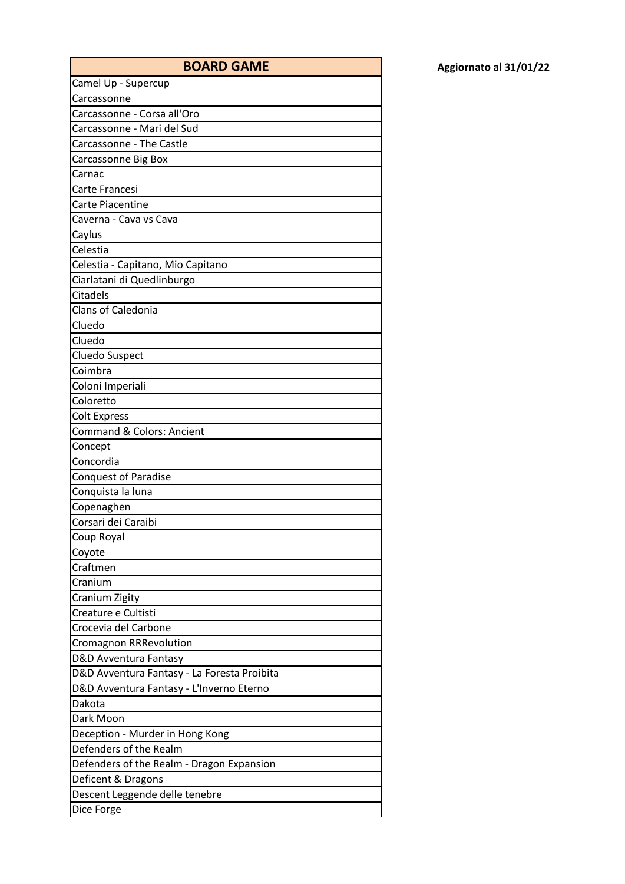**Aggiornato al 31/01/22**

| BOARD GAME |
| --- |
| Camel Up - Supercup |
| Carcassonne |
| Carcassonne - Corsa all'Oro |
| Carcassonne - Mari del Sud |
| Carcassonne - The Castle |
| Carcassonne Big Box |
| Carnac |
| Carte Francesi |
| Carte Piacentine |
| Caverna - Cava vs Cava |
| Caylus |
| Celestia |
| Celestia - Capitano, Mio Capitano |
| Ciarlatani di Quedlinburgo |
| Citadels |
| Clans of Caledonia |
| Cluedo |
| Cluedo |
| Cluedo Suspect |
| Coimbra |
| Coloni Imperiali |
| Coloretto |
| Colt Express |
| Command & Colors: Ancient |
| Concept |
| Concordia |
| Conquest of Paradise |
| Conquista la luna |
| Copenaghen |
| Corsari dei Caraibi |
| Coup Royal |
| Coyote |
| Craftmen |
| Cranium |
| Cranium Zigity |
| Creature e Cultisti |
| Crocevia del Carbone |
| Cromagnon RRRevolution |
| D&D Avventura Fantasy |
| D&D Avventura Fantasy - La Foresta Proibita |
| D&D Avventura Fantasy - L'Inverno Eterno |
| Dakota |
| Dark Moon |
| Deception - Murder in Hong Kong |
| Defenders of the Realm |
| Defenders of the Realm - Dragon Expansion |
| Deficent & Dragons |
| Descent Leggende delle tenebre |
| Dice Forge |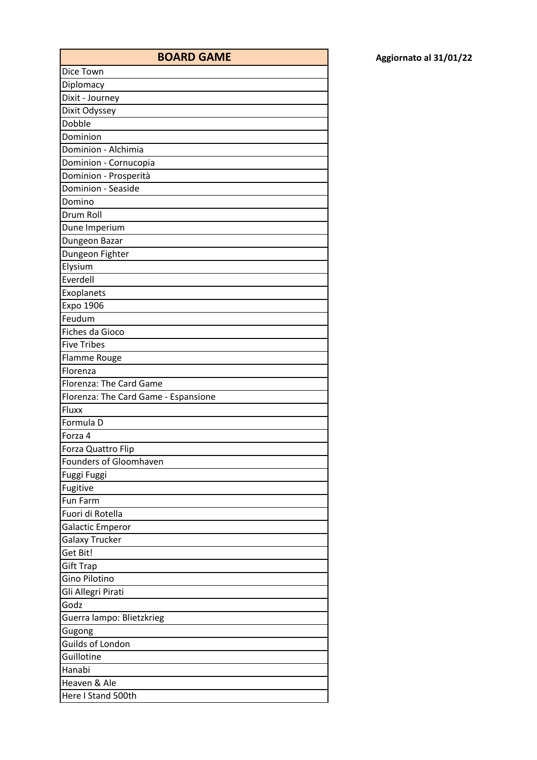| BOARD GAME |
| --- |
| Dice Town |
| Diplomacy |
| Dixit - Journey |
| Dixit Odyssey |
| Dobble |
| Dominion |
| Dominion - Alchimia |
| Dominion - Cornucopia |
| Dominion - Prosperità |
| Dominion - Seaside |
| Domino |
| Drum Roll |
| Dune Imperium |
| Dungeon Bazar |
| Dungeon Fighter |
| Elysium |
| Everdell |
| Exoplanets |
| Expo 1906 |
| Feudum |
| Fiches da Gioco |
| Five Tribes |
| Flamme Rouge |
| Florenza |
| Florenza: The Card Game |
| Florenza: The Card Game - Espansione |
| Fluxx |
| Formula D |
| Forza 4 |
| Forza Quattro Flip |
| Founders of Gloomhaven |
| Fuggi Fuggi |
| Fugitive |
| Fun Farm |
| Fuori di Rotella |
| Galactic Emperor |
| Galaxy Trucker |
| Get Bit! |
| Gift Trap |
| Gino Pilotino |
| Gli Allegri Pirati |
| Godz |
| Guerra lampo: Blietzkrieg |
| Gugong |
| Guilds of London |
| Guillotine |
| Hanabi |
| Heaven & Ale |
| Here I Stand 500th |

**Aggiornato al 31/01/22**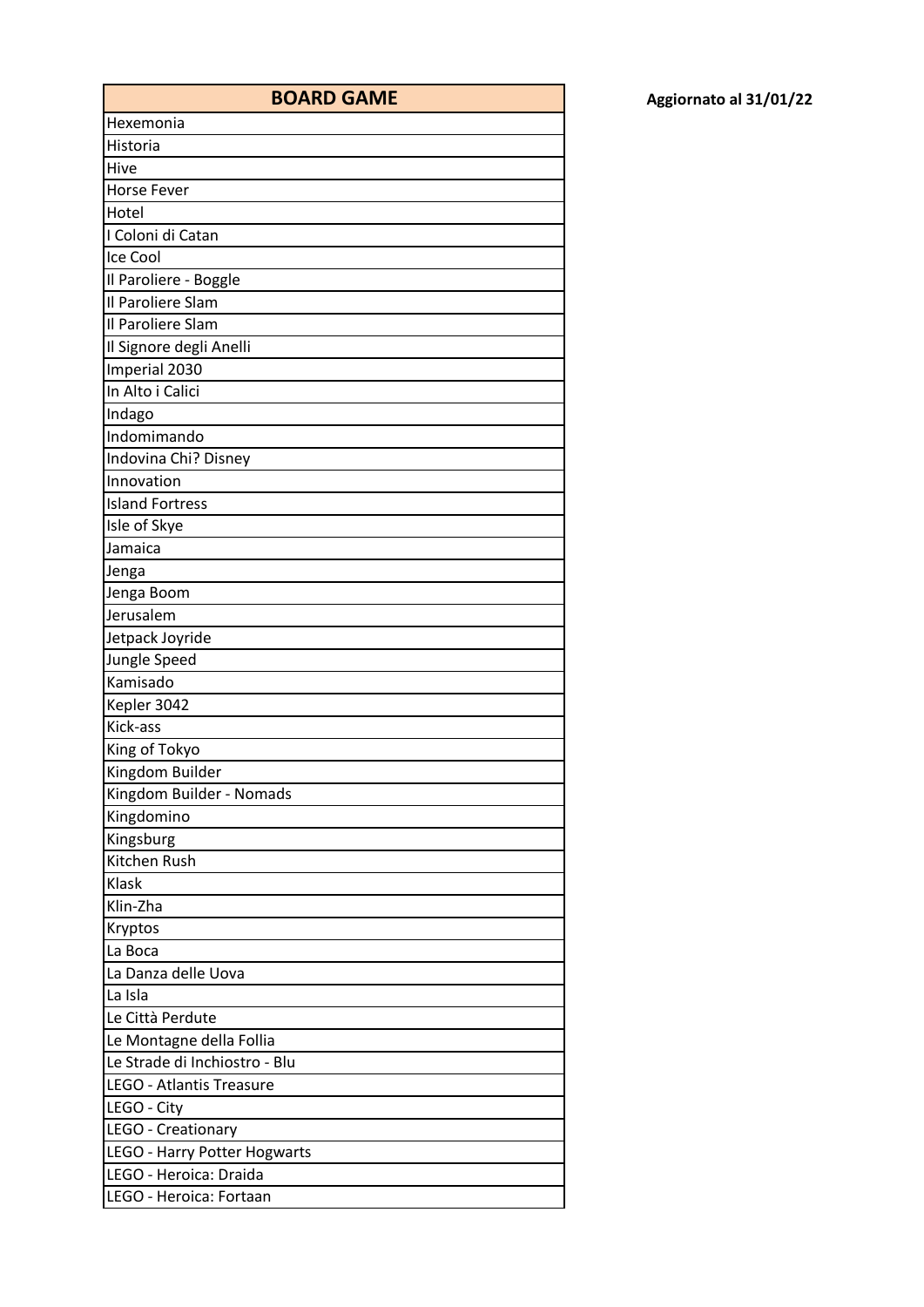| BOARD GAME |
|---|
| Hexemonia |
| Historia |
| Hive |
| Horse Fever |
| Hotel |
| I Coloni di Catan |
| Ice Cool |
| Il Paroliere - Boggle |
| Il Paroliere Slam |
| Il Paroliere Slam |
| Il Signore degli Anelli |
| Imperial 2030 |
| In Alto i Calici |
| Indago |
| Indomimando |
| Indovina Chi? Disney |
| Innovation |
| Island Fortress |
| Isle of Skye |
| Jamaica |
| Jenga |
| Jenga Boom |
| Jerusalem |
| Jetpack Joyride |
| Jungle Speed |
| Kamisado |
| Kepler 3042 |
| Kick-ass |
| King of Tokyo |
| Kingdom Builder |
| Kingdom Builder - Nomads |
| Kingdomino |
| Kingsburg |
| Kitchen Rush |
| Klask |
| Klin-Zha |
| Kryptos |
| La Boca |
| La Danza delle Uova |
| La Isla |
| Le Città Perdute |
| Le Montagne della Follia |
| Le Strade di Inchiostro - Blu |
| LEGO - Atlantis Treasure |
| LEGO - City |
| LEGO - Creationary |
| LEGO - Harry Potter Hogwarts |
| LEGO - Heroica: Draida |
| LEGO - Heroica: Fortaan |

**Aggiornato al 31/01/22**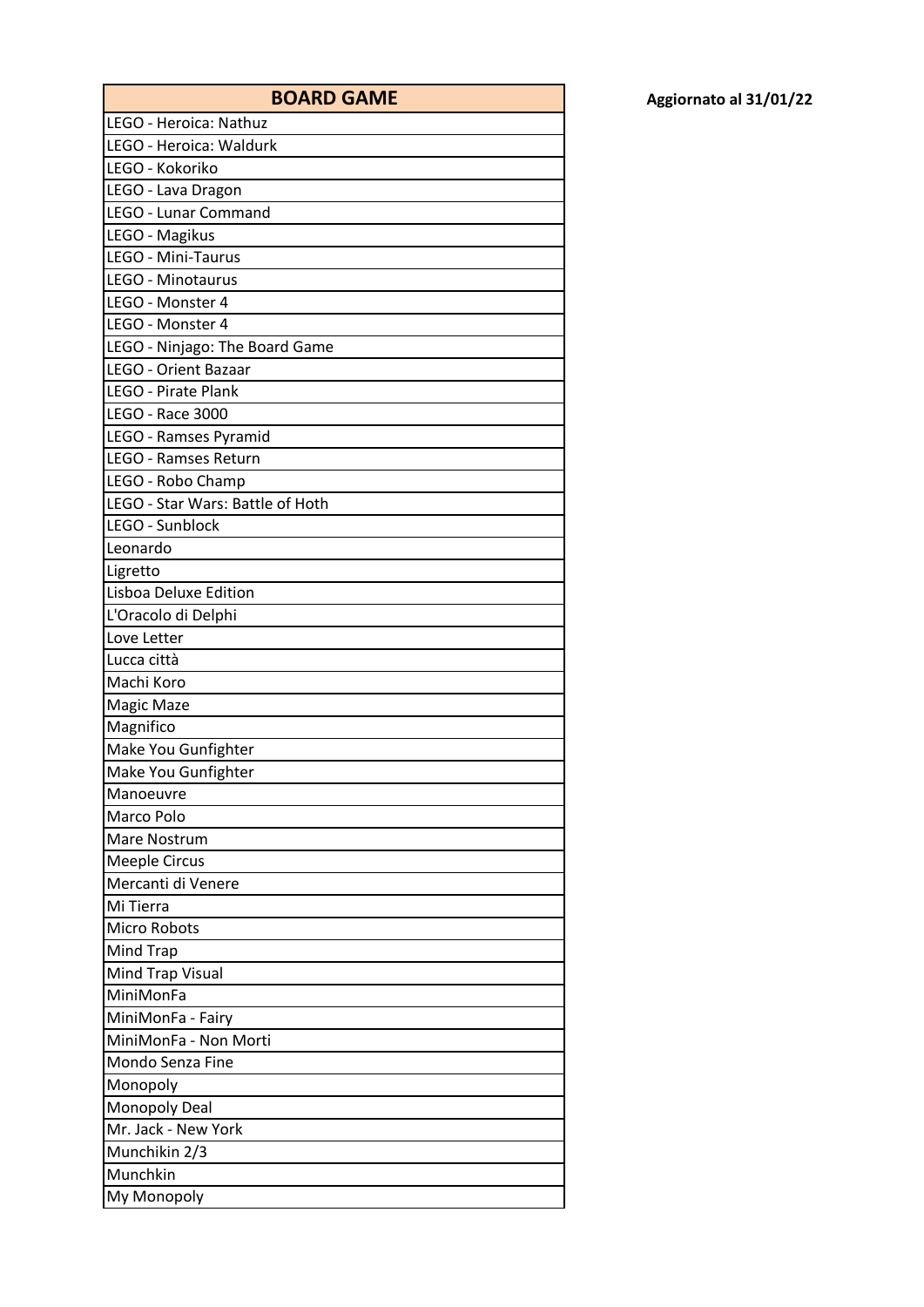**Aggiornato al 31/01/22**

| BOARD GAME |
|---|
| LEGO - Heroica: Nathuz |
| LEGO - Heroica: Waldurk |
| LEGO - Kokoriko |
| LEGO - Lava Dragon |
| LEGO - Lunar Command |
| LEGO - Magikus |
| LEGO - Mini-Taurus |
| LEGO - Minotaurus |
| LEGO - Monster 4 |
| LEGO - Monster 4 |
| LEGO - Ninjago: The Board Game |
| LEGO - Orient Bazaar |
| LEGO - Pirate Plank |
| LEGO - Race 3000 |
| LEGO - Ramses Pyramid |
| LEGO - Ramses Return |
| LEGO - Robo Champ |
| LEGO - Star Wars: Battle of Hoth |
| LEGO - Sunblock |
| Leonardo |
| Ligretto |
| Lisboa Deluxe Edition |
| L'Oracolo di Delphi |
| Love Letter |
| Lucca città |
| Machi Koro |
| Magic Maze |
| Magnifico |
| Make You Gunfighter |
| Make You Gunfighter |
| Manoeuvre |
| Marco Polo |
| Mare Nostrum |
| Meeple Circus |
| Mercanti di Venere |
| Mi Tierra |
| Micro Robots |
| Mind Trap |
| Mind Trap Visual |
| MiniMonFa |
| MiniMonFa - Fairy |
| MiniMonFa - Non Morti |
| Mondo Senza Fine |
| Monopoly |
| Monopoly Deal |
| Mr. Jack - New York |
| Munchikin 2/3 |
| Munchkin |
| My Monopoly |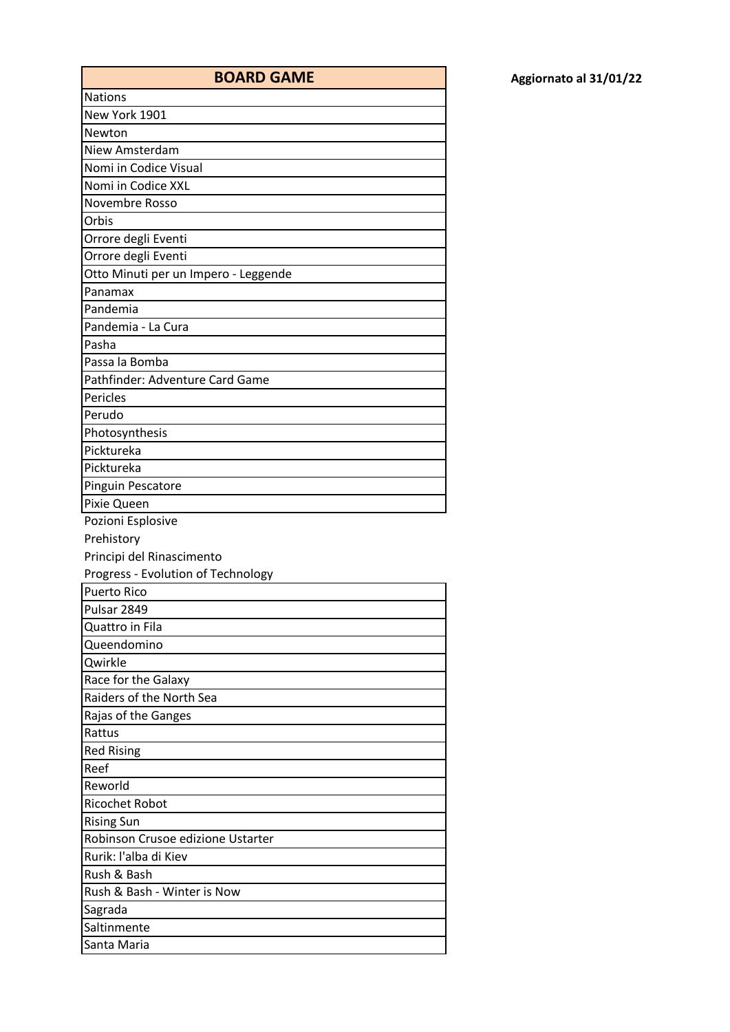| BOARD GAME |
|---|
| Nations |
| New York 1901 |
| Newton |
| Niew Amsterdam |
| Nomi in Codice Visual |
| Nomi in Codice XXL |
| Novembre Rosso |
| Orbis |
| Orrore degli Eventi |
| Orrore degli Eventi |
| Otto Minuti per un Impero - Leggende |
| Panamax |
| Pandemia |
| Pandemia - La Cura |
| Pasha |
| Passa la Bomba |
| Pathfinder: Adventure Card Game |
| Pericles |
| Perudo |
| Photosynthesis |
| Picktureka |
| Picktureka |
| Pinguin Pescatore |
| Pixie Queen |
| Pozioni Esplosive |
| Prehistory |
| Principi del Rinascimento |
| Progress - Evolution of Technology |
| Puerto Rico |
| Pulsar 2849 |
| Quattro in Fila |
| Queendomino |
| Qwirkle |
| Race for the Galaxy |
| Raiders of the North Sea |
| Rajas of the Ganges |
| Rattus |
| Red Rising |
| Reef |
| Reworld |
| Ricochet Robot |
| Rising Sun |
| Robinson Crusoe edizione Ustarter |
| Rurik: l'alba di Kiev |
| Rush & Bash |
| Rush & Bash - Winter is Now |
| Sagrada |
| Saltinmente |
| Santa Maria |

**Aggiornato al 31/01/22**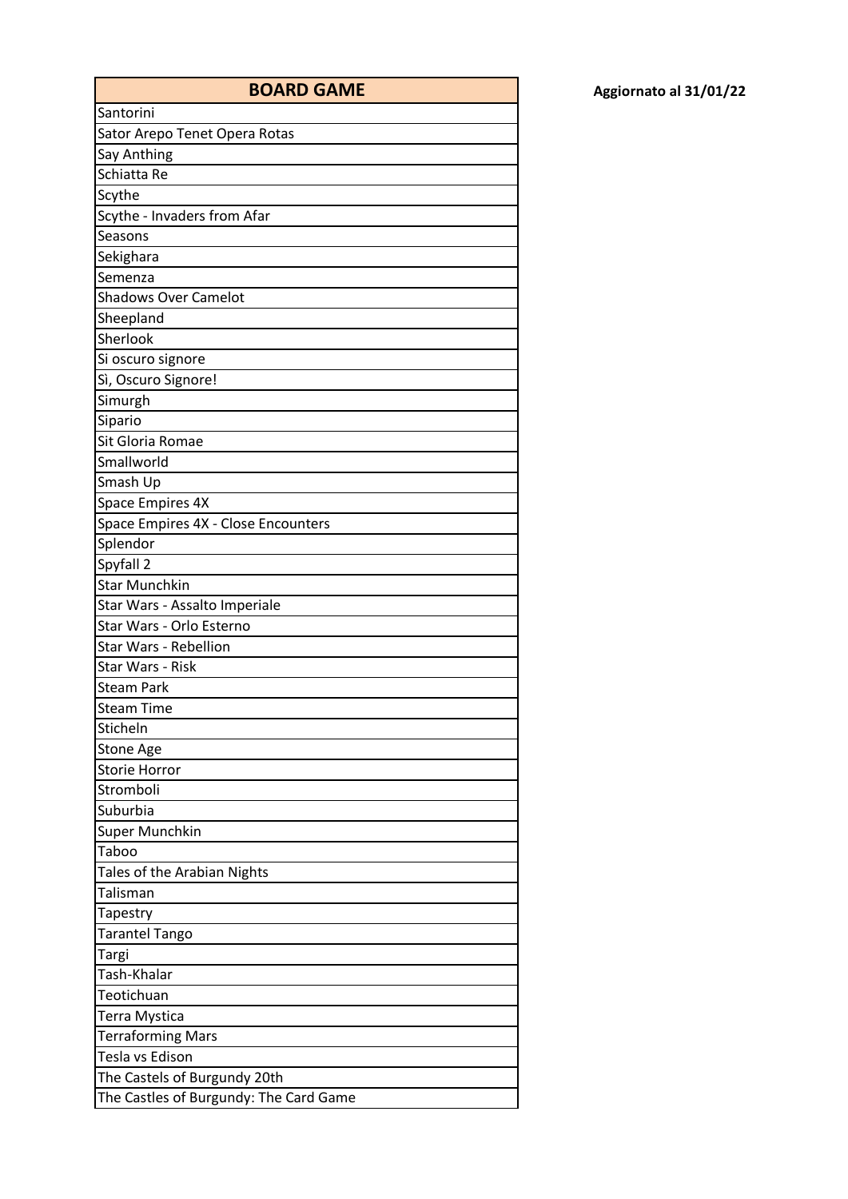**Aggiornato al 31/01/22**

| BOARD GAME |
|---|
| Santorini |
| Sator Arepo Tenet Opera Rotas |
| Say Anthing |
| Schiatta Re |
| Scythe |
| Scythe - Invaders from Afar |
| Seasons |
| Sekighara |
| Semenza |
| Shadows Over Camelot |
| Sheepland |
| Sherlook |
| Si oscuro signore |
| Sì, Oscuro Signore! |
| Simurgh |
| Sipario |
| Sit Gloria Romae |
| Smallworld |
| Smash Up |
| Space Empires 4X |
| Space Empires 4X - Close Encounters |
| Splendor |
| Spyfall 2 |
| Star Munchkin |
| Star Wars - Assalto Imperiale |
| Star Wars - Orlo Esterno |
| Star Wars - Rebellion |
| Star Wars - Risk |
| Steam Park |
| Steam Time |
| Sticheln |
| Stone Age |
| Storie Horror |
| Stromboli |
| Suburbia |
| Super Munchkin |
| Taboo |
| Tales of the Arabian Nights |
| Talisman |
| Tapestry |
| Tarantel Tango |
| Targi |
| Tash-Khalar |
| Teotichuan |
| Terra Mystica |
| Terraforming Mars |
| Tesla vs Edison |
| The Castels of Burgundy 20th |
| The Castles of Burgundy: The Card Game |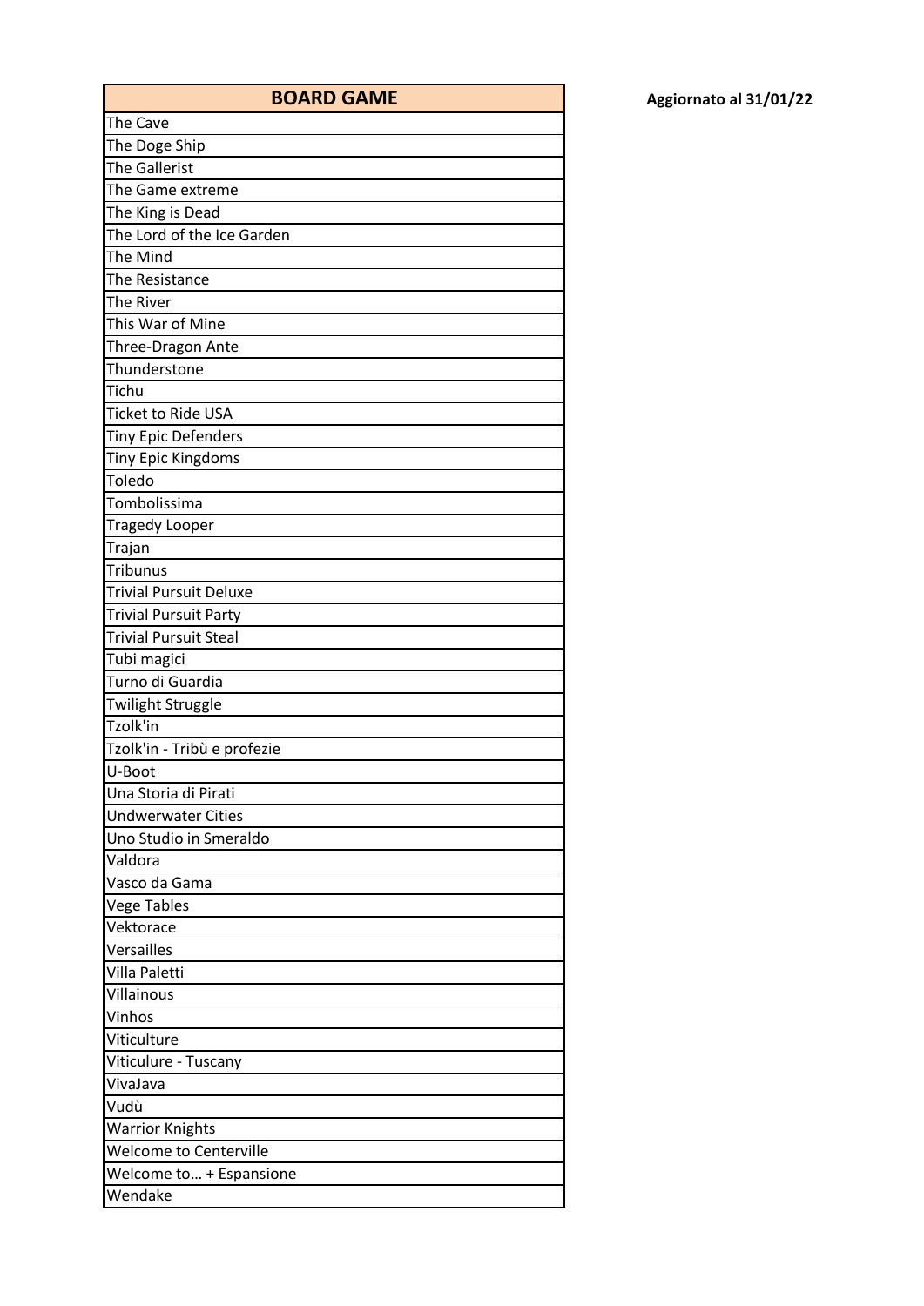Aggiornato al 31/01/22

| BOARD GAME |
| --- |
| The Cave |
| The Doge Ship |
| The Gallerist |
| The Game extreme |
| The King is Dead |
| The Lord of the Ice Garden |
| The Mind |
| The Resistance |
| The River |
| This War of Mine |
| Three-Dragon Ante |
| Thunderstone |
| Tichu |
| Ticket to Ride USA |
| Tiny Epic Defenders |
| Tiny Epic Kingdoms |
| Toledo |
| Tombolissima |
| Tragedy Looper |
| Trajan |
| Tribunus |
| Trivial Pursuit Deluxe |
| Trivial Pursuit Party |
| Trivial Pursuit Steal |
| Tubi magici |
| Turno di Guardia |
| Twilight Struggle |
| Tzolk'in |
| Tzolk'in - Tribù e profezie |
| U-Boot |
| Una Storia di Pirati |
| Undwerwater Cities |
| Uno Studio in Smeraldo |
| Valdora |
| Vasco da Gama |
| Vege Tables |
| Vektorace |
| Versailles |
| Villa Paletti |
| Villainous |
| Vinhos |
| Viticulture |
| Viticulure - Tuscany |
| VivaJava |
| Vudù |
| Warrior Knights |
| Welcome to Centerville |
| Welcome to… + Espansione |
| Wendake |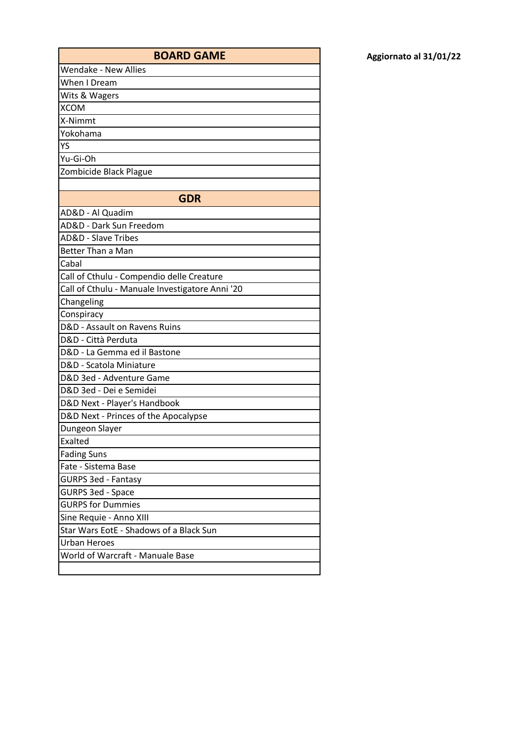**Aggiornato al 31/01/22**

| BOARD GAME |
| --- |
| Wendake - New Allies |
| When I Dream |
| Wits & Wagers |
| XCOM |
| X-Nimmt |
| Yokohama |
| YS |
| Yu-Gi-Oh |
| Zombicide Black Plague |
| |
| **GDR** |
| AD&D - Al Quadim |
| AD&D - Dark Sun Freedom |
| AD&D - Slave Tribes |
| Better Than a Man |
| Cabal |
| Call of Cthulu - Compendio delle Creature |
| Call of Cthulu - Manuale Investigatore Anni '20 |
| Changeling |
| Conspiracy |
| D&D - Assault on Ravens Ruins |
| D&D - Città Perduta |
| D&D - La Gemma ed il Bastone |
| D&D - Scatola Miniature |
| D&D 3ed - Adventure Game |
| D&D 3ed - Dei e Semidei |
| D&D Next - Player's Handbook |
| D&D Next - Princes of the Apocalypse |
| Dungeon Slayer |
| Exalted |
| Fading Suns |
| Fate - Sistema Base |
| GURPS 3ed - Fantasy |
| GURPS 3ed - Space |
| GURPS for Dummies |
| Sine Requie - Anno XIII |
| Star Wars EotE - Shadows of a Black Sun |
| Urban Heroes |
| World of Warcraft - Manuale Base |
| |